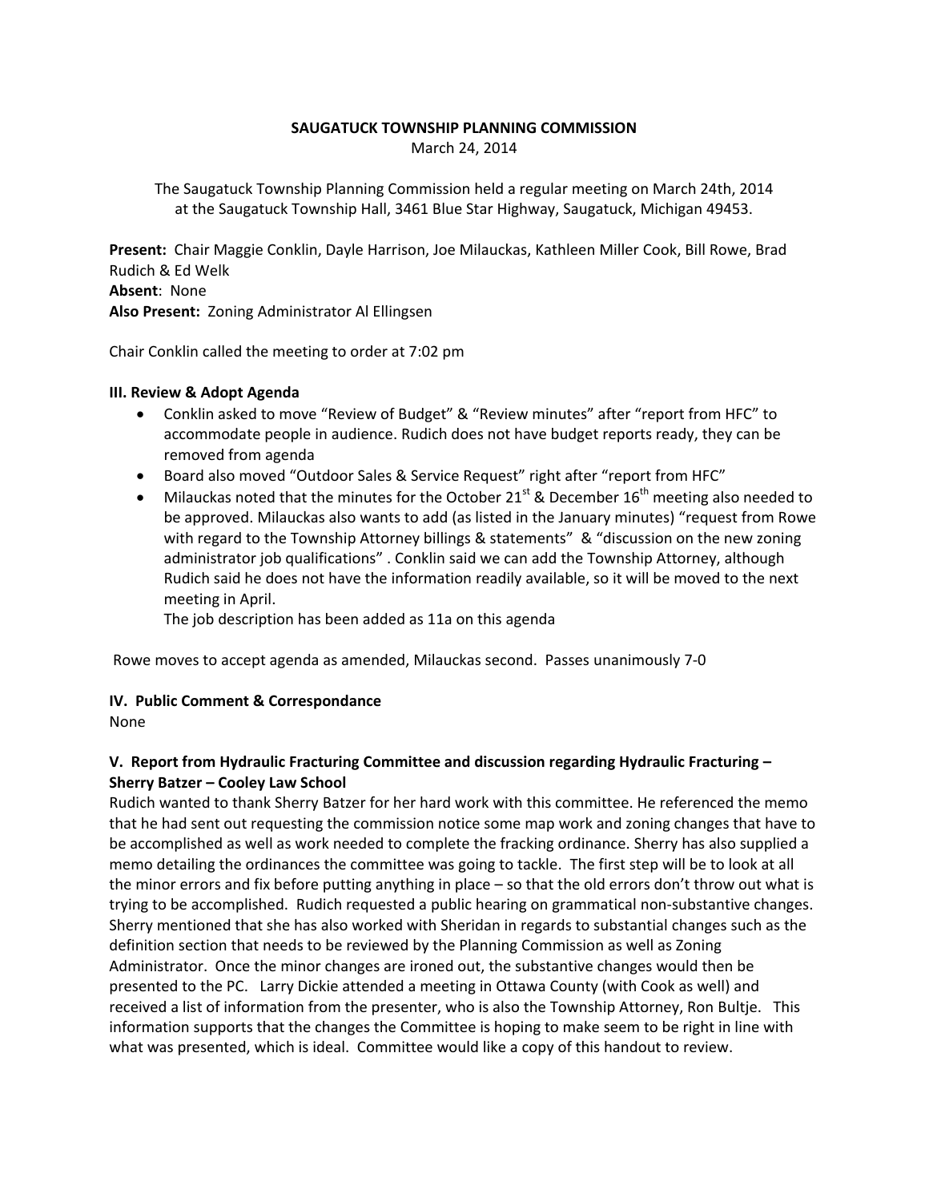**SAUGATUCK TOWNSHIP PLANNING COMMISSION**
March 24, 2014

The Saugatuck Township Planning Commission held a regular meeting on March 24th, 2014 at the Saugatuck Township Hall, 3461 Blue Star Highway, Saugatuck, Michigan 49453.

**Present:** Chair Maggie Conklin, Dayle Harrison, Joe Milauckas, Kathleen Miller Cook, Bill Rowe, Brad Rudich & Ed Welk
**Absent**: None
**Also Present:** Zoning Administrator Al Ellingsen

Chair Conklin called the meeting to order at 7:02 pm

**III. Review & Adopt Agenda**

- Conklin asked to move "Review of Budget" & "Review minutes" after "report from HFC" to accommodate people in audience. Rudich does not have budget reports ready, they can be removed from agenda
- Board also moved "Outdoor Sales & Service Request" right after "report from HFC"
- Milauckas noted that the minutes for the October 21st & December 16th meeting also needed to be approved. Milauckas also wants to add (as listed in the January minutes) "request from Rowe with regard to the Township Attorney billings & statements" & "discussion on the new zoning administrator job qualifications". Conklin said we can add the Township Attorney, although Rudich said he does not have the information readily available, so it will be moved to the next meeting in April.
  The job description has been added as 11a on this agenda

Rowe moves to accept agenda as amended, Milauckas second. Passes unanimously 7-0

**IV. Public Comment & Correspondance**
None

**V. Report from Hydraulic Fracturing Committee and discussion regarding Hydraulic Fracturing – Sherry Batzer – Cooley Law School**

Rudich wanted to thank Sherry Batzer for her hard work with this committee. He referenced the memo that he had sent out requesting the commission notice some map work and zoning changes that have to be accomplished as well as work needed to complete the fracking ordinance. Sherry has also supplied a memo detailing the ordinances the committee was going to tackle. The first step will be to look at all the minor errors and fix before putting anything in place – so that the old errors don't throw out what is trying to be accomplished. Rudich requested a public hearing on grammatical non-substantive changes. Sherry mentioned that she has also worked with Sheridan in regards to substantial changes such as the definition section that needs to be reviewed by the Planning Commission as well as Zoning Administrator. Once the minor changes are ironed out, the substantive changes would then be presented to the PC. Larry Dickie attended a meeting in Ottawa County (with Cook as well) and received a list of information from the presenter, who is also the Township Attorney, Ron Bultje. This information supports that the changes the Committee is hoping to make seem to be right in line with what was presented, which is ideal. Committee would like a copy of this handout to review.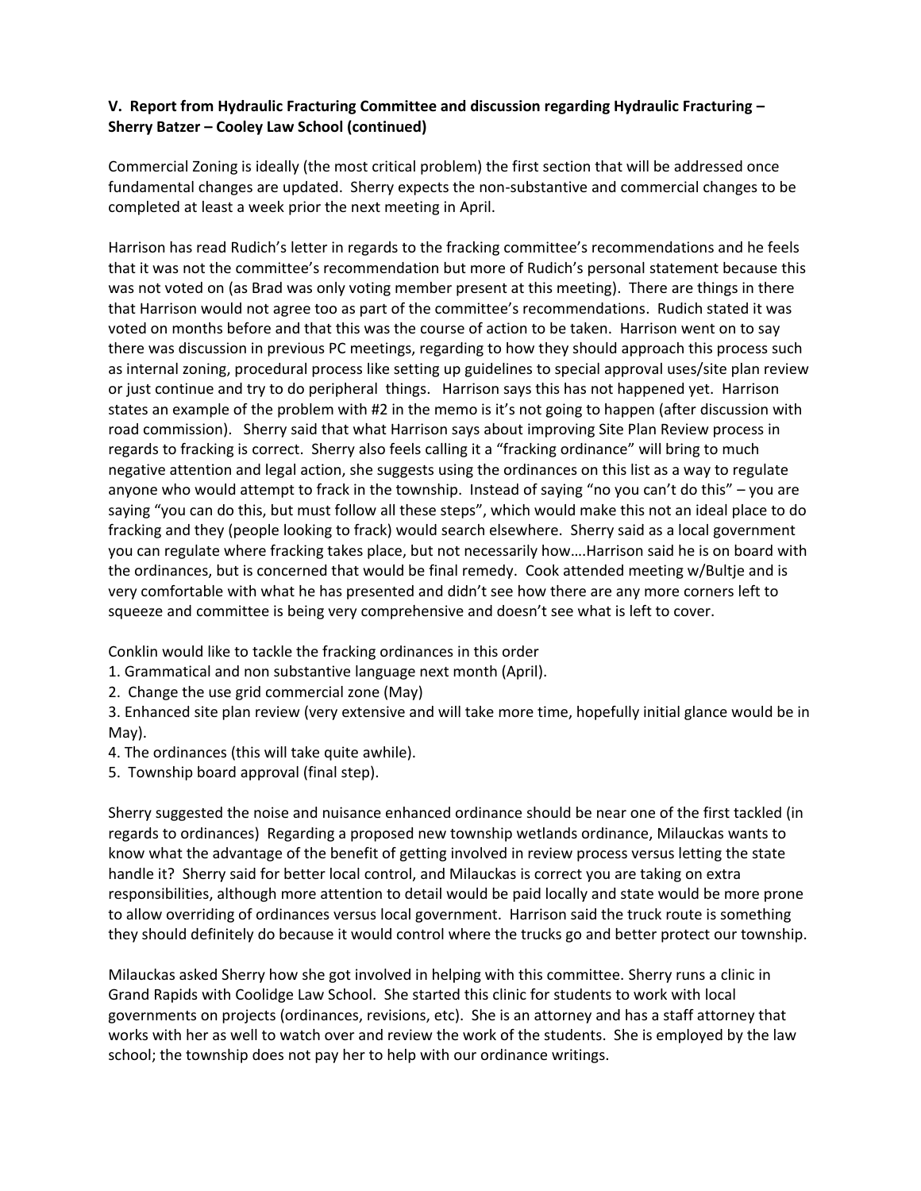**V. Report from Hydraulic Fracturing Committee and discussion regarding Hydraulic Fracturing – Sherry Batzer – Cooley Law School (continued)**

Commercial Zoning is ideally (the most critical problem) the first section that will be addressed once fundamental changes are updated. Sherry expects the non-substantive and commercial changes to be completed at least a week prior the next meeting in April.

Harrison has read Rudich's letter in regards to the fracking committee's recommendations and he feels that it was not the committee's recommendation but more of Rudich's personal statement because this was not voted on (as Brad was only voting member present at this meeting). There are things in there that Harrison would not agree too as part of the committee's recommendations. Rudich stated it was voted on months before and that this was the course of action to be taken. Harrison went on to say there was discussion in previous PC meetings, regarding to how they should approach this process such as internal zoning, procedural process like setting up guidelines to special approval uses/site plan review or just continue and try to do peripheral things. Harrison says this has not happened yet. Harrison states an example of the problem with #2 in the memo is it's not going to happen (after discussion with road commission). Sherry said that what Harrison says about improving Site Plan Review process in regards to fracking is correct. Sherry also feels calling it a "fracking ordinance" will bring to much negative attention and legal action, she suggests using the ordinances on this list as a way to regulate anyone who would attempt to frack in the township. Instead of saying "no you can't do this" – you are saying "you can do this, but must follow all these steps", which would make this not an ideal place to do fracking and they (people looking to frack) would search elsewhere. Sherry said as a local government you can regulate where fracking takes place, but not necessarily how….Harrison said he is on board with the ordinances, but is concerned that would be final remedy. Cook attended meeting w/Bultje and is very comfortable with what he has presented and didn't see how there are any more corners left to squeeze and committee is being very comprehensive and doesn't see what is left to cover.

Conklin would like to tackle the fracking ordinances in this order

1. Grammatical and non substantive language next month (April).
2. Change the use grid commercial zone (May)
3. Enhanced site plan review (very extensive and will take more time, hopefully initial glance would be in May).
4. The ordinances (this will take quite awhile).
5. Township board approval (final step).

Sherry suggested the noise and nuisance enhanced ordinance should be near one of the first tackled (in regards to ordinances) Regarding a proposed new township wetlands ordinance, Milauckas wants to know what the advantage of the benefit of getting involved in review process versus letting the state handle it? Sherry said for better local control, and Milauckas is correct you are taking on extra responsibilities, although more attention to detail would be paid locally and state would be more prone to allow overriding of ordinances versus local government. Harrison said the truck route is something they should definitely do because it would control where the trucks go and better protect our township.

Milauckas asked Sherry how she got involved in helping with this committee. Sherry runs a clinic in Grand Rapids with Coolidge Law School. She started this clinic for students to work with local governments on projects (ordinances, revisions, etc). She is an attorney and has a staff attorney that works with her as well to watch over and review the work of the students. She is employed by the law school; the township does not pay her to help with our ordinance writings.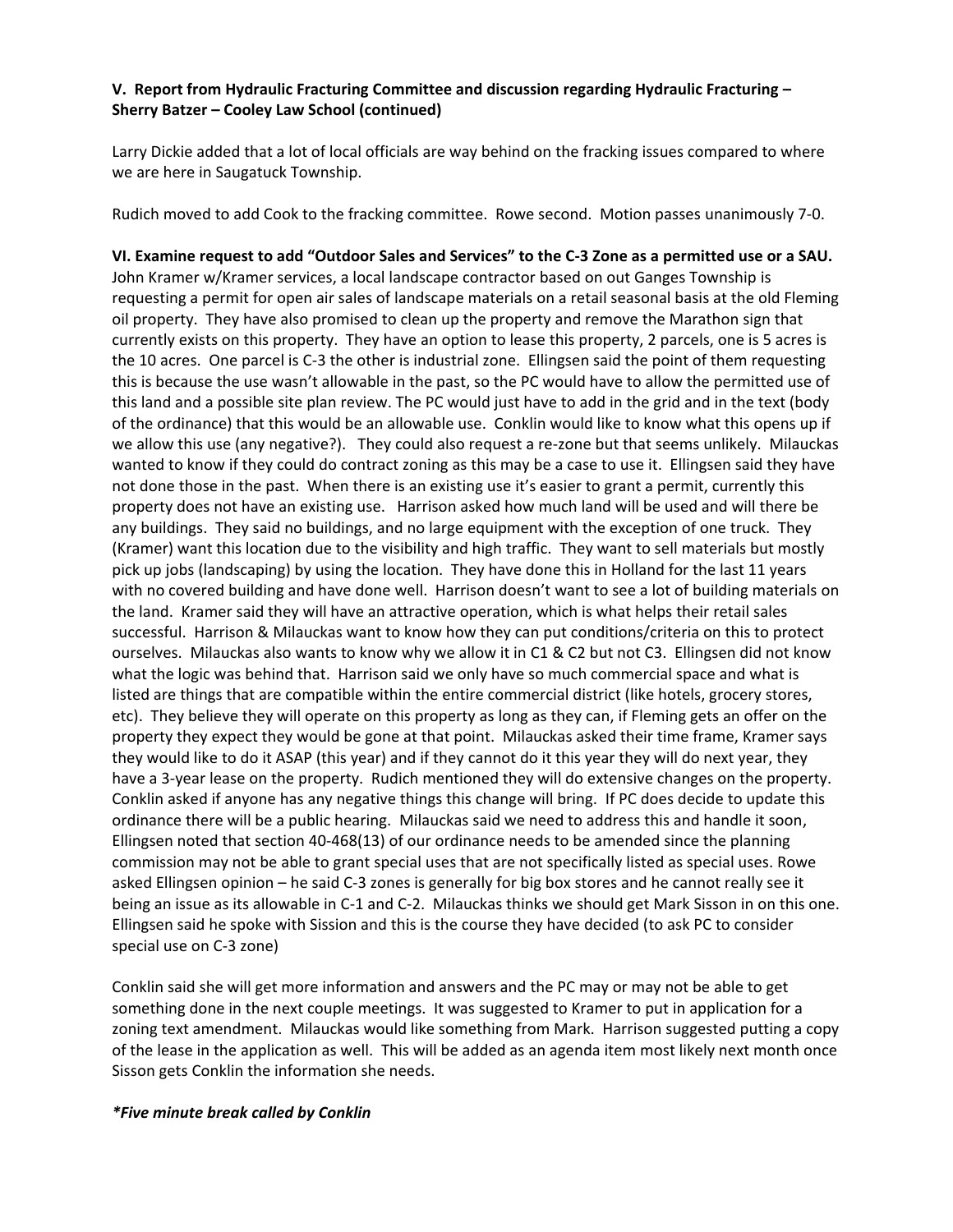**V. Report from Hydraulic Fracturing Committee and discussion regarding Hydraulic Fracturing – Sherry Batzer – Cooley Law School (continued)**

Larry Dickie added that a lot of local officials are way behind on the fracking issues compared to where we are here in Saugatuck Township.

Rudich moved to add Cook to the fracking committee. Rowe second. Motion passes unanimously 7-0.

**VI. Examine request to add "Outdoor Sales and Services" to the C-3 Zone as a permitted use or a SAU.**
John Kramer w/Kramer services, a local landscape contractor based on out Ganges Township is requesting a permit for open air sales of landscape materials on a retail seasonal basis at the old Fleming oil property. They have also promised to clean up the property and remove the Marathon sign that currently exists on this property. They have an option to lease this property, 2 parcels, one is 5 acres is the 10 acres. One parcel is C-3 the other is industrial zone. Ellingsen said the point of them requesting this is because the use wasn't allowable in the past, so the PC would have to allow the permitted use of this land and a possible site plan review. The PC would just have to add in the grid and in the text (body of the ordinance) that this would be an allowable use. Conklin would like to know what this opens up if we allow this use (any negative?). They could also request a re-zone but that seems unlikely. Milauckas wanted to know if they could do contract zoning as this may be a case to use it. Ellingsen said they have not done those in the past. When there is an existing use it's easier to grant a permit, currently this property does not have an existing use. Harrison asked how much land will be used and will there be any buildings. They said no buildings, and no large equipment with the exception of one truck. They (Kramer) want this location due to the visibility and high traffic. They want to sell materials but mostly pick up jobs (landscaping) by using the location. They have done this in Holland for the last 11 years with no covered building and have done well. Harrison doesn't want to see a lot of building materials on the land. Kramer said they will have an attractive operation, which is what helps their retail sales successful. Harrison & Milauckas want to know how they can put conditions/criteria on this to protect ourselves. Milauckas also wants to know why we allow it in C1 & C2 but not C3. Ellingsen did not know what the logic was behind that. Harrison said we only have so much commercial space and what is listed are things that are compatible within the entire commercial district (like hotels, grocery stores, etc). They believe they will operate on this property as long as they can, if Fleming gets an offer on the property they expect they would be gone at that point. Milauckas asked their time frame, Kramer says they would like to do it ASAP (this year) and if they cannot do it this year they will do next year, they have a 3-year lease on the property. Rudich mentioned they will do extensive changes on the property. Conklin asked if anyone has any negative things this change will bring. If PC does decide to update this ordinance there will be a public hearing. Milauckas said we need to address this and handle it soon, Ellingsen noted that section 40-468(13) of our ordinance needs to be amended since the planning commission may not be able to grant special uses that are not specifically listed as special uses. Rowe asked Ellingsen opinion – he said C-3 zones is generally for big box stores and he cannot really see it being an issue as its allowable in C-1 and C-2. Milauckas thinks we should get Mark Sisson in on this one. Ellingsen said he spoke with Sission and this is the course they have decided (to ask PC to consider special use on C-3 zone)

Conklin said she will get more information and answers and the PC may or may not be able to get something done in the next couple meetings. It was suggested to Kramer to put in application for a zoning text amendment. Milauckas would like something from Mark. Harrison suggested putting a copy of the lease in the application as well. This will be added as an agenda item most likely next month once Sisson gets Conklin the information she needs.

***Five minute break called by Conklin**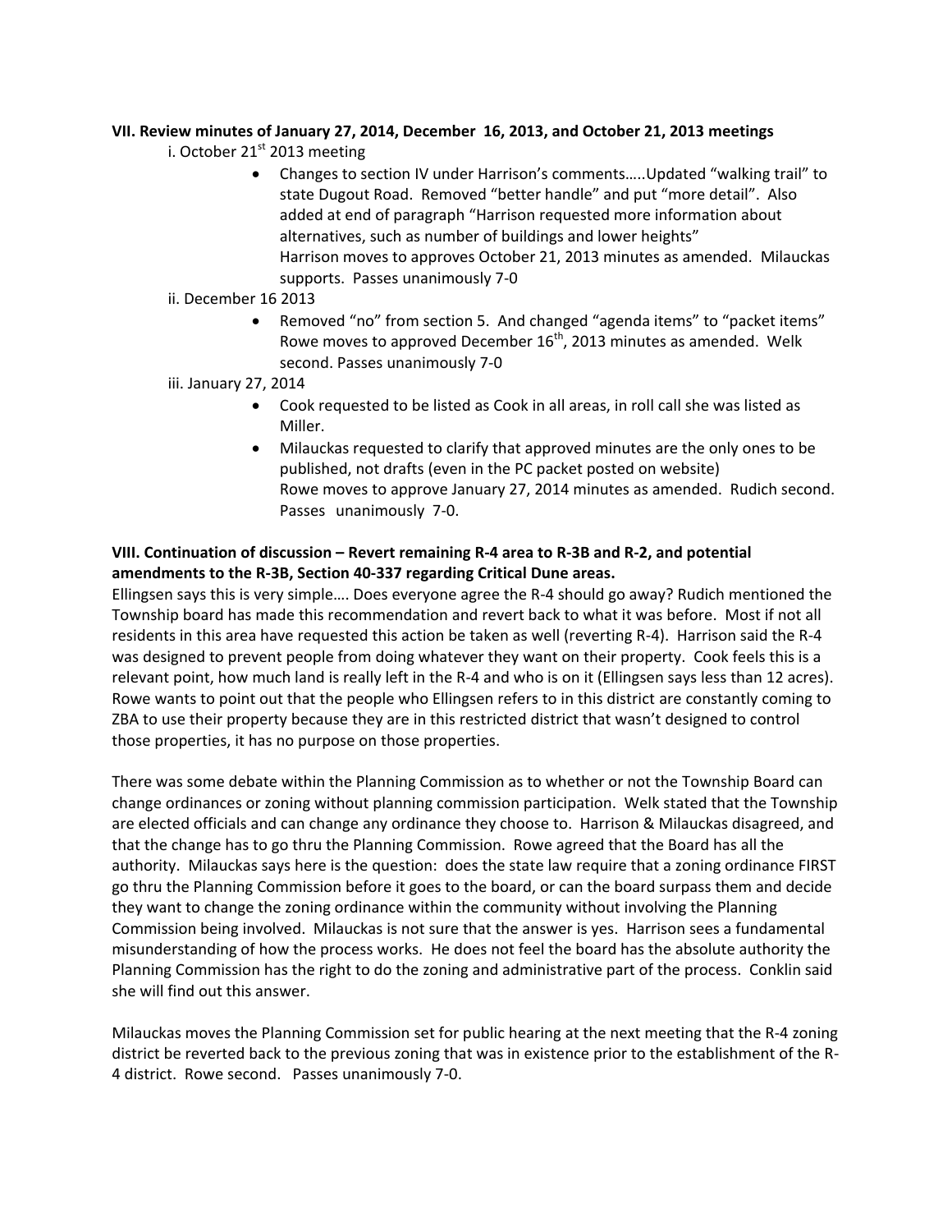**VII. Review minutes of January 27, 2014, December 16, 2013, and October 21, 2013 meetings**

i. October 21st 2013 meeting

- Changes to section IV under Harrison's comments…..Updated "walking trail" to state Dugout Road. Removed "better handle" and put "more detail". Also added at end of paragraph "Harrison requested more information about alternatives, such as number of buildings and lower heights"
  Harrison moves to approves October 21, 2013 minutes as amended. Milauckas supports. Passes unanimously 7-0

ii. December 16 2013

- Removed "no" from section 5. And changed "agenda items" to "packet items"
  Rowe moves to approved December 16th, 2013 minutes as amended. Welk second. Passes unanimously 7-0

iii. January 27, 2014

- Cook requested to be listed as Cook in all areas, in roll call she was listed as Miller.
- Milauckas requested to clarify that approved minutes are the only ones to be published, not drafts (even in the PC packet posted on website)
  Rowe moves to approve January 27, 2014 minutes as amended. Rudich second. Passes unanimously 7-0.

**VIII. Continuation of discussion – Revert remaining R-4 area to R-3B and R-2, and potential amendments to the R-3B, Section 40-337 regarding Critical Dune areas.**

Ellingsen says this is very simple…. Does everyone agree the R-4 should go away? Rudich mentioned the Township board has made this recommendation and revert back to what it was before. Most if not all residents in this area have requested this action be taken as well (reverting R-4). Harrison said the R-4 was designed to prevent people from doing whatever they want on their property. Cook feels this is a relevant point, how much land is really left in the R-4 and who is on it (Ellingsen says less than 12 acres). Rowe wants to point out that the people who Ellingsen refers to in this district are constantly coming to ZBA to use their property because they are in this restricted district that wasn't designed to control those properties, it has no purpose on those properties.

There was some debate within the Planning Commission as to whether or not the Township Board can change ordinances or zoning without planning commission participation. Welk stated that the Township are elected officials and can change any ordinance they choose to. Harrison & Milauckas disagreed, and that the change has to go thru the Planning Commission. Rowe agreed that the Board has all the authority. Milauckas says here is the question: does the state law require that a zoning ordinance FIRST go thru the Planning Commission before it goes to the board, or can the board surpass them and decide they want to change the zoning ordinance within the community without involving the Planning Commission being involved. Milauckas is not sure that the answer is yes. Harrison sees a fundamental misunderstanding of how the process works. He does not feel the board has the absolute authority the Planning Commission has the right to do the zoning and administrative part of the process. Conklin said she will find out this answer.

Milauckas moves the Planning Commission set for public hearing at the next meeting that the R-4 zoning district be reverted back to the previous zoning that was in existence prior to the establishment of the R-4 district. Rowe second. Passes unanimously 7-0.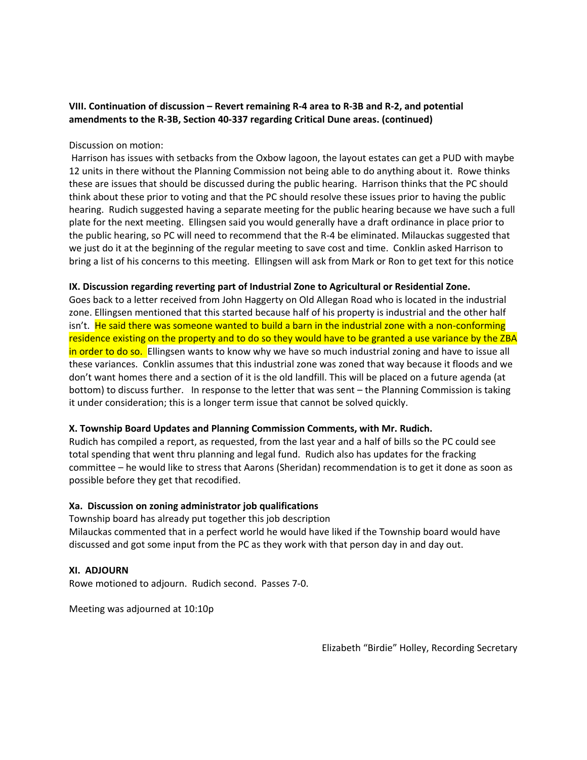**VIII. Continuation of discussion – Revert remaining R-4 area to R-3B and R-2, and potential amendments to the R-3B, Section 40-337 regarding Critical Dune areas. (continued)**

Discussion on motion:

Harrison has issues with setbacks from the Oxbow lagoon, the layout estates can get a PUD with maybe 12 units in there without the Planning Commission not being able to do anything about it. Rowe thinks these are issues that should be discussed during the public hearing. Harrison thinks that the PC should think about these prior to voting and that the PC should resolve these issues prior to having the public hearing. Rudich suggested having a separate meeting for the public hearing because we have such a full plate for the next meeting. Ellingsen said you would generally have a draft ordinance in place prior to the public hearing, so PC will need to recommend that the R-4 be eliminated. Milauckas suggested that we just do it at the beginning of the regular meeting to save cost and time. Conklin asked Harrison to bring a list of his concerns to this meeting. Ellingsen will ask from Mark or Ron to get text for this notice

**IX. Discussion regarding reverting part of Industrial Zone to Agricultural or Residential Zone.**

Goes back to a letter received from John Haggerty on Old Allegan Road who is located in the industrial zone. Ellingsen mentioned that this started because half of his property is industrial and the other half isn't. He said there was someone wanted to build a barn in the industrial zone with a non-conforming residence existing on the property and to do so they would have to be granted a use variance by the ZBA in order to do so. Ellingsen wants to know why we have so much industrial zoning and have to issue all these variances. Conklin assumes that this industrial zone was zoned that way because it floods and we don't want homes there and a section of it is the old landfill. This will be placed on a future agenda (at bottom) to discuss further. In response to the letter that was sent – the Planning Commission is taking it under consideration; this is a longer term issue that cannot be solved quickly.

**X. Township Board Updates and Planning Commission Comments, with Mr. Rudich.**

Rudich has compiled a report, as requested, from the last year and a half of bills so the PC could see total spending that went thru planning and legal fund. Rudich also has updates for the fracking committee – he would like to stress that Aarons (Sheridan) recommendation is to get it done as soon as possible before they get that recodified.

**Xa. Discussion on zoning administrator job qualifications**

Township board has already put together this job description

Milauckas commented that in a perfect world he would have liked if the Township board would have discussed and got some input from the PC as they work with that person day in and day out.

**XI. ADJOURN**

Rowe motioned to adjourn. Rudich second. Passes 7-0.

Meeting was adjourned at 10:10p

Elizabeth "Birdie" Holley, Recording Secretary